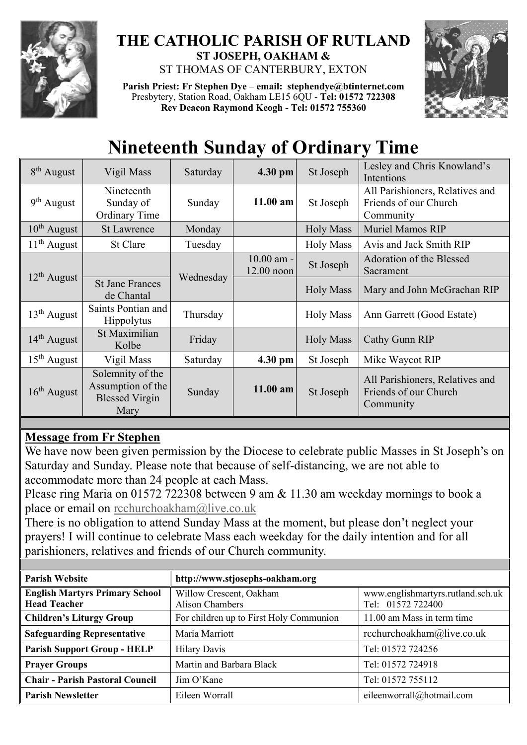# THE CATHOLIC PARISH OF RUTLAND

**ST JOSEPH, OAKHAM &**

ST THOMAS OF CANTERBURY, EXTON

**Parish Priest: Fr Stephen Dye** – **email: stephendye@btinternet.com**
Presbytery, Station Road, Oakham LE15 6QU - **Tel: 01572 722308**
**Rev Deacon Raymond Keogh - Tel: 01572 755360**

# Nineteenth Sunday of Ordinary Time

| | | | | | |
|---|---|---|---|---|---|
| 8th August | Vigil Mass | Saturday | **4.30 pm** | St Joseph | Lesley and Chris Knowland's Intentions |
| 9th August | Nineteenth Sunday of Ordinary Time | Sunday | **11.00 am** | St Joseph | All Parishioners, Relatives and Friends of our Church Community |
| 10th August | St Lawrence | Monday | | Holy Mass | Muriel Mamos RIP |
| 11th August | St Clare | Tuesday | | Holy Mass | Avis and Jack Smith RIP |
| 12th August | | Wednesday | 10.00 am - 12.00 noon | St Joseph | Adoration of the Blessed Sacrament |
| | St Jane Frances de Chantal | | | Holy Mass | Mary and John McGrachan RIP |
| 13th August | Saints Pontian and Hippolytus | Thursday | | Holy Mass | Ann Garrett (Good Estate) |
| 14th August | St Maximilian Kolbe | Friday | | Holy Mass | Cathy Gunn RIP |
| 15th August | Vigil Mass | Saturday | **4.30 pm** | St Joseph | Mike Waycot RIP |
| 16th August | Solemnity of the Assumption of the Blessed Virgin Mary | Sunday | **11.00 am** | St Joseph | All Parishioners, Relatives and Friends of our Church Community |

## Message from Fr Stephen

We have now been given permission by the Diocese to celebrate public Masses in St Joseph's on Saturday and Sunday. Please note that because of self-distancing, we are not able to accommodate more than 24 people at each Mass.

Please ring Maria on 01572 722308 between 9 am & 11.30 am weekday mornings to book a place or email on rcchurchoakham@live.co.uk

There is no obligation to attend Sunday Mass at the moment, but please don't neglect your prayers! I will continue to celebrate Mass each weekday for the daily intention and for all parishioners, relatives and friends of our Church community.

| **Parish Website** | **http://www.stjosephs-oakham.org** | |
|---|---|---|
| **English Martyrs Primary School Head Teacher** | Willow Crescent, Oakham Alison Chambers | www.englishmartyrs.rutland.sch.uk Tel: 01572 722400 |
| **Children's Liturgy Group** | For children up to First Holy Communion | 11.00 am Mass in term time |
| **Safeguarding Representative** | Maria Marriott | rcchurchoakham@live.co.uk |
| **Parish Support Group - HELP** | Hilary Davis | Tel: 01572 724256 |
| **Prayer Groups** | Martin and Barbara Black | Tel: 01572 724918 |
| **Chair - Parish Pastoral Council** | Jim O'Kane | Tel: 01572 755112 |
| **Parish Newsletter** | Eileen Worrall | eileenworrall@hotmail.com |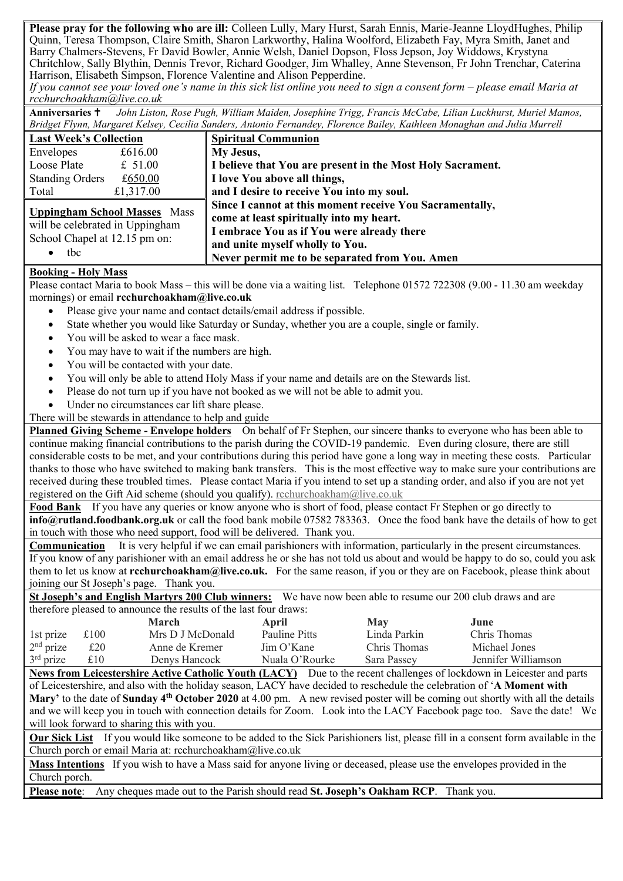**Please pray for the following who are ill:** Colleen Lully, Mary Hurst, Sarah Ennis, Marie-Jeanne LloydHughes, Philip Quinn, Teresa Thompson, Claire Smith, Sharon Larkworthy, Halina Woolford, Elizabeth Fay, Myra Smith, Janet and Barry Chalmers-Stevens, Fr David Bowler, Annie Welsh, Daniel Dopson, Floss Jepson, Joy Widdows, Krystyna Chritchlow, Sally Blythin, Dennis Trevor, Richard Goodger, Jim Whalley, Anne Stevenson, Fr John Trenchar, Caterina Harrison, Elisabeth Simpson, Florence Valentine and Alison Pepperdine.

*If you cannot see your loved one's name in this sick list online you need to sign a consent form – please email Maria at rcchurchoakham@live.co.uk*

**Anniversaries ✝** *John Liston, Rose Pugh, William Maiden, Josephine Trigg, Francis McCabe, Lilian Luckhurst, Muriel Mamos, Bridget Flynn, Margaret Kelsey, Cecilia Sanders, Antonio Fernandey, Florence Bailey, Kathleen Monaghan and Julia Murrell*

**Last Week's Collection**

| | |
|---|---|
| Envelopes | £616.00 |
| Loose Plate | £ 51.00 |
| Standing Orders | £650.00 |
| Total | £1,317.00 |

**Uppingham School Masses** Mass will be celebrated in Uppingham School Chapel at 12.15 pm on:

- tbc

**Spiritual Communion**

**My Jesus,**
**I believe that You are present in the Most Holy Sacrament.**
**I love You above all things,**
**and I desire to receive You into my soul.**
**Since I cannot at this moment receive You Sacramentally,**
**come at least spiritually into my heart.**
**I embrace You as if You were already there**
**and unite myself wholly to You.**
**Never permit me to be separated from You. Amen**

**Booking - Holy Mass**

Please contact Maria to book Mass – this will be done via a waiting list. Telephone 01572 722308 (9.00 - 11.30 am weekday mornings) or email **rcchurchoakham@live.co.uk**

- Please give your name and contact details/email address if possible.
- State whether you would like Saturday or Sunday, whether you are a couple, single or family.
- You will be asked to wear a face mask.
- You may have to wait if the numbers are high.
- You will be contacted with your date.
- You will only be able to attend Holy Mass if your name and details are on the Stewards list.
- Please do not turn up if you have not booked as we will not be able to admit you.
- Under no circumstances car lift share please.

There will be stewards in attendance to help and guide

**Planned Giving Scheme - Envelope holders** On behalf of Fr Stephen, our sincere thanks to everyone who has been able to continue making financial contributions to the parish during the COVID-19 pandemic. Even during closure, there are still considerable costs to be met, and your contributions during this period have gone a long way in meeting these costs. Particular thanks to those who have switched to making bank transfers. This is the most effective way to make sure your contributions are received during these troubled times. Please contact Maria if you intend to set up a standing order, and also if you are not yet registered on the Gift Aid scheme (should you qualify). rcchurchoakham@live.co.uk

**Food Bank** If you have any queries or know anyone who is short of food, please contact Fr Stephen or go directly to **info@rutland.foodbank.org.uk** or call the food bank mobile 07582 783363. Once the food bank have the details of how to get in touch with those who need support, food will be delivered. Thank you.

**Communication** It is very helpful if we can email parishioners with information, particularly in the present circumstances. If you know of any parishioner with an email address he or she has not told us about and would be happy to do so, could you ask them to let us know at **rcchurchoakham@live.co.uk.** For the same reason, if you or they are on Facebook, please think about joining our St Joseph's page. Thank you.

**St Joseph's and English Martyrs 200 Club winners:** We have now been able to resume our 200 club draws and are therefore pleased to announce the results of the last four draws:

| | | March | April | May | June |
|---|---|---|---|---|---|
| 1st prize | £100 | Mrs D J McDonald | Pauline Pitts | Linda Parkin | Chris Thomas |
| 2nd prize | £20 | Anne de Kremer | Jim O'Kane | Chris Thomas | Michael Jones |
| 3rd prize | £10 | Denys Hancock | Nuala O'Rourke | Sara Passey | Jennifer Williamson |

**News from Leicestershire Active Catholic Youth (LACY)** Due to the recent challenges of lockdown in Leicester and parts of Leicestershire, and also with the holiday season, LACY have decided to reschedule the celebration of '**A Moment with Mary'** to the date of **Sunday 4th October 2020** at 4.00 pm. A new revised poster will be coming out shortly with all the details and we will keep you in touch with connection details for Zoom. Look into the LACY Facebook page too. Save the date! We will look forward to sharing this with you.

**Our Sick List** If you would like someone to be added to the Sick Parishioners list, please fill in a consent form available in the Church porch or email Maria at: rcchurchoakham@live.co.uk

**Mass Intentions** If you wish to have a Mass said for anyone living or deceased, please use the envelopes provided in the Church porch.

**Please note**: Any cheques made out to the Parish should read **St. Joseph's Oakham RCP**. Thank you.